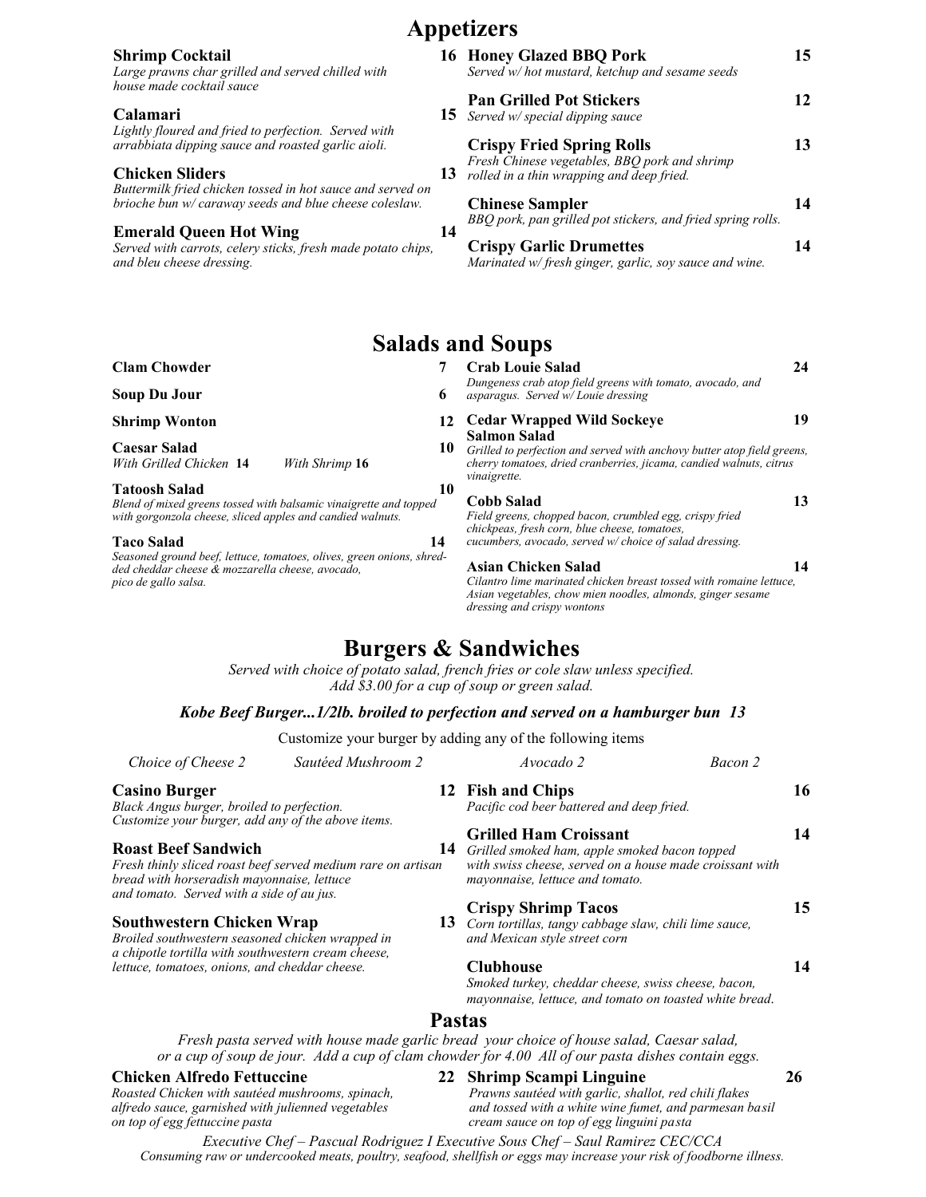# Appetizers

**Shrimp Cocktail** **16**
*Large prawns char grilled and served chilled with house made cocktail sauce*

**Calamari** **15**
*Lightly floured and fried to perfection. Served with arrabbiata dipping sauce and roasted garlic aioli.*

**Chicken Sliders** **13**
*Buttermilk fried chicken tossed in hot sauce and served on brioche bun w/ caraway seeds and blue cheese coleslaw.*

**Emerald Queen Hot Wing** **14**
*Served with carrots, celery sticks, fresh made potato chips, and bleu cheese dressing.*

**Honey Glazed BBQ Pork** **15**
*Served w/ hot mustard, ketchup and sesame seeds*

**Pan Grilled Pot Stickers** **12**
*Served w/ special dipping sauce*

**Crispy Fried Spring Rolls** **13**
*Fresh Chinese vegetables, BBQ pork and shrimp rolled in a thin wrapping and deep fried.*

**Chinese Sampler** **14**
*BBQ pork, pan grilled pot stickers, and fried spring rolls.*

**Crispy Garlic Drumettes** **14**
*Marinated w/ fresh ginger, garlic, soy sauce and wine.*

# Salads and Soups

**Clam Chowder** **7**

**Soup Du Jour** **6**

**Shrimp Wonton** **12**

**Caesar Salad** **10**
*With Grilled Chicken* **14** *With Shrimp* **16**

**Tatoosh Salad** **10**
*Blend of mixed greens tossed with balsamic vinaigrette and topped with gorgonzola cheese, sliced apples and candied walnuts.*

**Taco Salad** **14**
*Seasoned ground beef, lettuce, tomatoes, olives, green onions, shredded cheddar cheese & mozzarella cheese, avocado, pico de gallo salsa.*

**Crab Louie Salad** **24**
*Dungeness crab atop field greens with tomato, avocado, and asparagus. Served w/ Louie dressing*

**Cedar Wrapped Wild Sockeye Salmon Salad** **19**
*Grilled to perfection and served with anchovy butter atop field greens, cherry tomatoes, dried cranberries, jicama, candied walnuts, citrus vinaigrette.*

**Cobb Salad** **13**
*Field greens, chopped bacon, crumbled egg, crispy fried chickpeas, fresh corn, blue cheese, tomatoes, cucumbers, avocado, served w/ choice of salad dressing.*

**Asian Chicken Salad** **14**
*Cilantro lime marinated chicken breast tossed with romaine lettuce, Asian vegetables, chow mien noodles, almonds, ginger sesame dressing and crispy wontons*

# Burgers & Sandwiches

*Served with choice of potato salad, french fries or cole slaw unless specified.*
*Add $3.00 for a cup of soup or green salad.*

***Kobe Beef Burger...1/2lb. broiled to perfection and served on a hamburger bun 13***

Customize your burger by adding any of the following items

*Choice of Cheese 2* *Sautéed Mushroom 2* *Avocado 2* *Bacon 2*

**Casino Burger** **12**
*Black Angus burger, broiled to perfection. Customize your burger, add any of the above items.*

**Roast Beef Sandwich** **14**
*Fresh thinly sliced roast beef served medium rare on artisan bread with horseradish mayonnaise, lettuce and tomato. Served with a side of au jus.*

**Southwestern Chicken Wrap** **13**
*Broiled southwestern seasoned chicken wrapped in a chipotle tortilla with southwestern cream cheese, lettuce, tomatoes, onions, and cheddar cheese.*

**Fish and Chips** **16**
*Pacific cod beer battered and deep fried.*

**Grilled Ham Croissant** **14**
*Grilled smoked ham, apple smoked bacon topped with swiss cheese, served on a house made croissant with mayonnaise, lettuce and tomato.*

**Crispy Shrimp Tacos** **15**
*Corn tortillas, tangy cabbage slaw, chili lime sauce, and Mexican style street corn*

**Clubhouse** **14**
*Smoked turkey, cheddar cheese, swiss cheese, bacon, mayonnaise, lettuce, and tomato on toasted white bread.*

## Pastas

*Fresh pasta served with house made garlic bread your choice of house salad, Caesar salad, or a cup of soup de jour. Add a cup of clam chowder for 4.00 All of our pasta dishes contain eggs.*

**Chicken Alfredo Fettuccine** **22**
*Roasted Chicken with sautéed mushrooms, spinach, alfredo sauce, garnished with julienned vegetables on top of egg fettuccine pasta*

**Shrimp Scampi Linguine** **26**
*Prawns sautéed with garlic, shallot, red chili flakes and tossed with a white wine fumet, and parmesan basil cream sauce on top of egg linguini pasta*

*Executive Chef – Pascual Rodriguez I Executive Sous Chef – Saul Ramirez CEC/CCA*
*Consuming raw or undercooked meats, poultry, seafood, shellfish or eggs may increase your risk of foodborne illness.*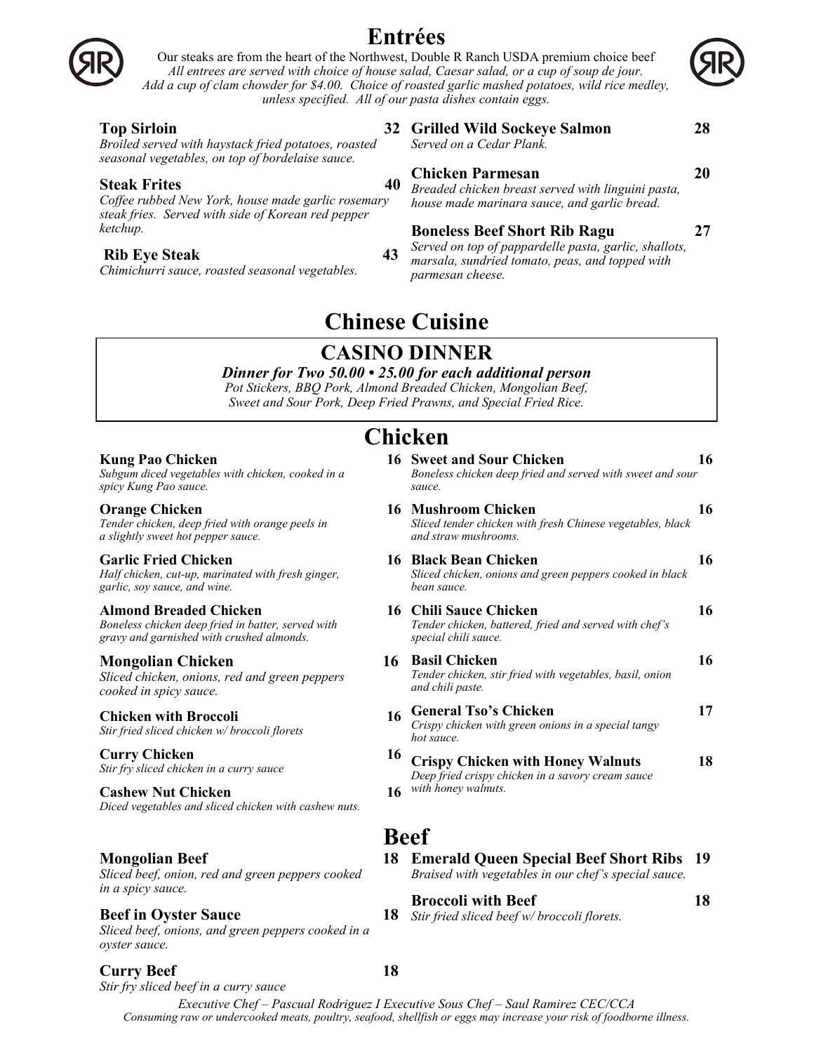# Entrées

Our steaks are from the heart of the Northwest, Double R Ranch USDA premium choice beef
*All entrees are served with choice of house salad, Caesar salad, or a cup of soup de jour. Add a cup of clam chowder for $4.00. Choice of roasted garlic mashed potatoes, wild rice medley, unless specified. All of our pasta dishes contain eggs.*

**Top Sirloin** **32**
*Broiled served with haystack fried potatoes, roasted seasonal vegetables, on top of bordelaise sauce.*

**Steak Frites** **40**
*Coffee rubbed New York, house made garlic rosemary steak fries. Served with side of Korean red pepper ketchup.*

**Rib Eye Steak** **43**
*Chimichurri sauce, roasted seasonal vegetables.*

**Grilled Wild Sockeye Salmon** **28**
*Served on a Cedar Plank.*

**Chicken Parmesan** **20**
*Breaded chicken breast served with linguini pasta, house made marinara sauce, and garlic bread.*

**Boneless Beef Short Rib Ragu** **27**
*Served on top of pappardelle pasta, garlic, shallots, marsala, sundried tomato, peas, and topped with parmesan cheese.*

# Chinese Cuisine

## CASINO DINNER

***Dinner for Two 50.00 • 25.00 for each additional person***
*Pot Stickers, BBQ Pork, Almond Breaded Chicken, Mongolian Beef, Sweet and Sour Pork, Deep Fried Prawns, and Special Fried Rice.*

## Chicken

**Kung Pao Chicken** **16**
*Subgum diced vegetables with chicken, cooked in a spicy Kung Pao sauce.*

**Orange Chicken** **16**
*Tender chicken, deep fried with orange peels in a slightly sweet hot pepper sauce.*

**Garlic Fried Chicken** **16**
*Half chicken, cut-up, marinated with fresh ginger, garlic, soy sauce, and wine.*

**Almond Breaded Chicken** **16**
*Boneless chicken deep fried in batter, served with gravy and garnished with crushed almonds.*

**Mongolian Chicken** **16**
*Sliced chicken, onions, red and green peppers cooked in spicy sauce.*

**Chicken with Broccoli** **16**
*Stir fried sliced chicken w/ broccoli florets*

**Curry Chicken** **16**
*Stir fry sliced chicken in a curry sauce*

**Cashew Nut Chicken** **16**
*Diced vegetables and sliced chicken with cashew nuts.*

**Sweet and Sour Chicken** **16**
*Boneless chicken deep fried and served with sweet and sour sauce.*

**Mushroom Chicken** **16**
*Sliced tender chicken with fresh Chinese vegetables, black and straw mushrooms.*

**Black Bean Chicken** **16**
*Sliced chicken, onions and green peppers cooked in black bean sauce.*

**Chili Sauce Chicken** **16**
*Tender chicken, battered, fried and served with chef's special chili sauce.*

**Basil Chicken** **16**
*Tender chicken, stir fried with vegetables, basil, onion and chili paste.*

**General Tso's Chicken** **17**
*Crispy chicken with green onions in a special tangy hot sauce.*

**Crispy Chicken with Honey Walnuts** **18**
*Deep fried crispy chicken in a savory cream sauce with honey walnuts.*

## Beef

**Mongolian Beef** **18**
*Sliced beef, onion, red and green peppers cooked in a spicy sauce.*

**Beef in Oyster Sauce** **18**
*Sliced beef, onions, and green peppers cooked in a oyster sauce.*

**Curry Beef** **18**
*Stir fry sliced beef in a curry sauce*

**Emerald Queen Special Beef Short Ribs** **19**
*Braised with vegetables in our chef's special sauce.*

**Broccoli with Beef** **18**
*Stir fried sliced beef w/ broccoli florets.*

*Executive Chef – Pascual Rodriguez I Executive Sous Chef – Saul Ramirez CEC/CCA*
*Consuming raw or undercooked meats, poultry, seafood, shellfish or eggs may increase your risk of foodborne illness.*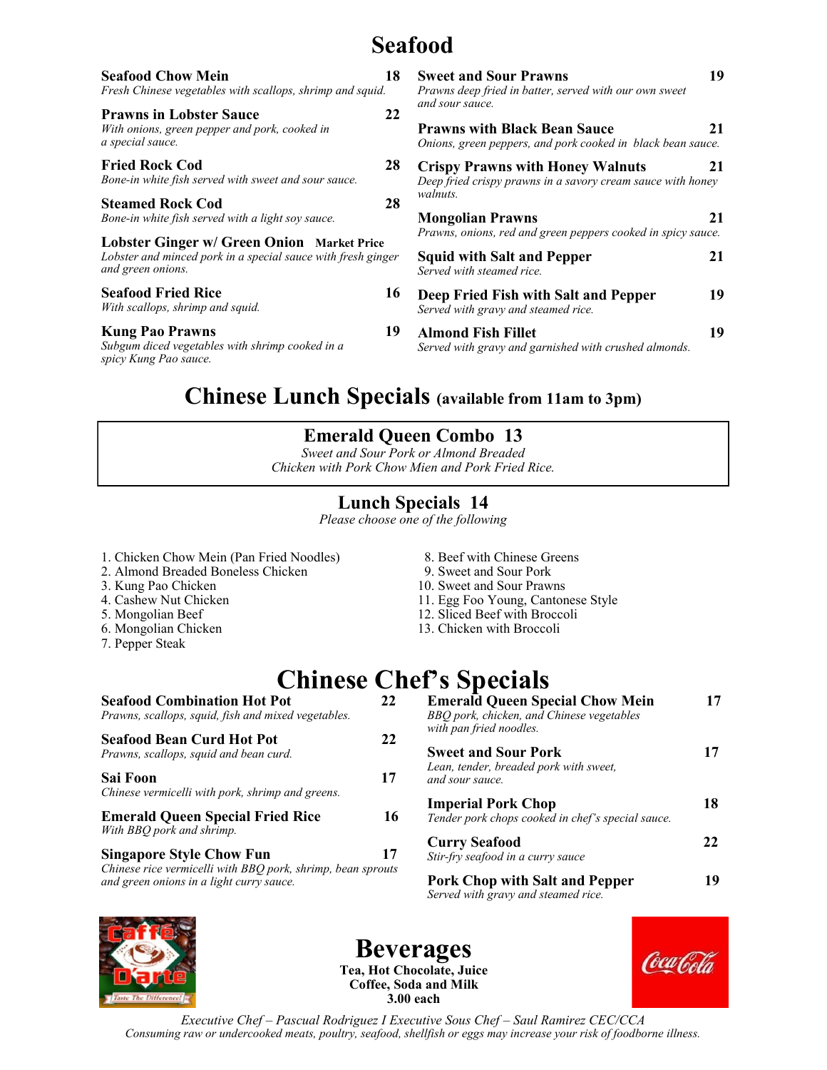# Seafood

**Seafood Chow Mein** 18
*Fresh Chinese vegetables with scallops, shrimp and squid.*

**Prawns in Lobster Sauce** 22
*With onions, green pepper and pork, cooked in a special sauce.*

**Fried Rock Cod** 28
*Bone-in white fish served with sweet and sour sauce.*

**Steamed Rock Cod** 28
*Bone-in white fish served with a light soy sauce.*

**Lobster Ginger w/ Green Onion** **Market Price**
*Lobster and minced pork in a special sauce with fresh ginger and green onions.*

**Seafood Fried Rice** 16
*With scallops, shrimp and squid.*

**Kung Pao Prawns** 19
*Subgum diced vegetables with shrimp cooked in a spicy Kung Pao sauce.*

**Sweet and Sour Prawns** 19
*Prawns deep fried in batter, served with our own sweet and sour sauce.*

**Prawns with Black Bean Sauce** 21
*Onions, green peppers, and pork cooked in black bean sauce.*

**Crispy Prawns with Honey Walnuts** 21
*Deep fried crispy prawns in a savory cream sauce with honey walnuts.*

**Mongolian Prawns** 21
*Prawns, onions, red and green peppers cooked in spicy sauce.*

**Squid with Salt and Pepper** 21
*Served with steamed rice.*

**Deep Fried Fish with Salt and Pepper** 19
*Served with gravy and steamed rice.*

**Almond Fish Fillet** 19
*Served with gravy and garnished with crushed almonds.*

# Chinese Lunch Specials (available from 11am to 3pm)

## Emerald Queen Combo 13

*Sweet and Sour Pork or Almond Breaded Chicken with Pork Chow Mien and Pork Fried Rice.*

## Lunch Specials 14

*Please choose one of the following*

1. Chicken Chow Mein (Pan Fried Noodles)
2. Almond Breaded Boneless Chicken
3. Kung Pao Chicken
4. Cashew Nut Chicken
5. Mongolian Beef
6. Mongolian Chicken
7. Pepper Steak
8. Beef with Chinese Greens
9. Sweet and Sour Pork
10. Sweet and Sour Prawns
11. Egg Foo Young, Cantonese Style
12. Sliced Beef with Broccoli
13. Chicken with Broccoli

# Chinese Chef's Specials

**Seafood Combination Hot Pot** 22
*Prawns, scallops, squid, fish and mixed vegetables.*

**Seafood Bean Curd Hot Pot** 22
*Prawns, scallops, squid and bean curd.*

**Sai Foon** 17
*Chinese vermicelli with pork, shrimp and greens.*

**Emerald Queen Special Fried Rice** 16
*With BBQ pork and shrimp.*

**Singapore Style Chow Fun** 17
*Chinese rice vermicelli with BBQ pork, shrimp, bean sprouts and green onions in a light curry sauce.*

**Emerald Queen Special Chow Mein** 17
*BBQ pork, chicken, and Chinese vegetables with pan fried noodles.*

**Sweet and Sour Pork** 17
*Lean, tender, breaded pork with sweet, and sour sauce.*

**Imperial Pork Chop** 18
*Tender pork chops cooked in chef's special sauce.*

**Curry Seafood** 22
*Stir-fry seafood in a curry sauce*

**Pork Chop with Salt and Pepper** 19
*Served with gravy and steamed rice.*

# Beverages

**Tea, Hot Chocolate, Juice**
**Coffee, Soda and Milk**
**3.00 each**

*Executive Chef – Pascual Rodriguez I Executive Sous Chef – Saul Ramirez CEC/CCA*
*Consuming raw or undercooked meats, poultry, seafood, shellfish or eggs may increase your risk of foodborne illness.*